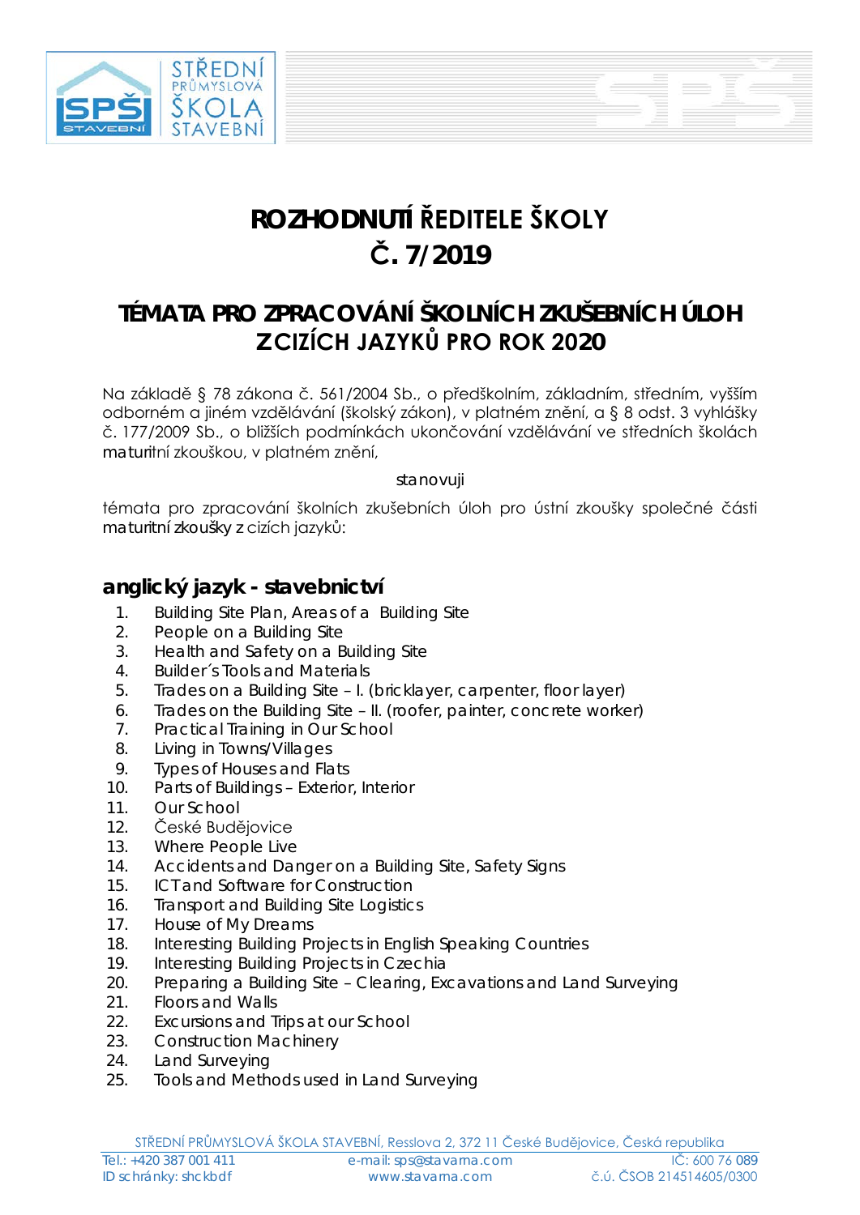# ROZHODNUTÍ ŘEDITELE ŠKOLY
# Č. 7/2019

## TÉMATA PRO ZPRACOVÁNÍ ŠKOLNÍCH ZKUŠEBNÍCH ÚLOH Z CIZÍCH JAZYKŮ PRO ROK 2020

Na základě § 78 zákona č. 561/2004 Sb., o předškolním, základním, středním, vyšším odborném a jiném vzdělávání (školský zákon), v platném znění, a § 8 odst. 3 vyhlášky č. 177/2009 Sb., o bližších podmínkách ukončování vzdělávání ve středních školách maturitní zkouškou, v platném znění,

stanovuji

témata pro zpracování školních zkušebních úloh pro ústní zkoušky společné části maturitní zkoušky z cizích jazyků:

### anglický jazyk - stavebnictví

1. Building Site Plan, Areas of a Building Site
2. People on a Building Site
3. Health and Safety on a Building Site
4. Builder´s Tools and Materials
5. Trades on a Building Site – I. (bricklayer, carpenter, floor layer)
6. Trades on the Building Site – II. (roofer, painter, concrete worker)
7. Practical Training in Our School
8. Living in Towns/Villages
9. Types of Houses and Flats
10. Parts of Buildings – Exterior, Interior
11. Our School
12. České Budějovice
13. Where People Live
14. Accidents and Danger on a Building Site, Safety Signs
15. ICT and Software for Construction
16. Transport and Building Site Logistics
17. House of My Dreams
18. Interesting Building Projects in English Speaking Countries
19. Interesting Building Projects in Czechia
20. Preparing a Building Site – Clearing, Excavations and Land Surveying
21. Floors and Walls
22. Excursions and Trips at our School
23. Construction Machinery
24. Land Surveying
25. Tools and Methods used in Land Surveying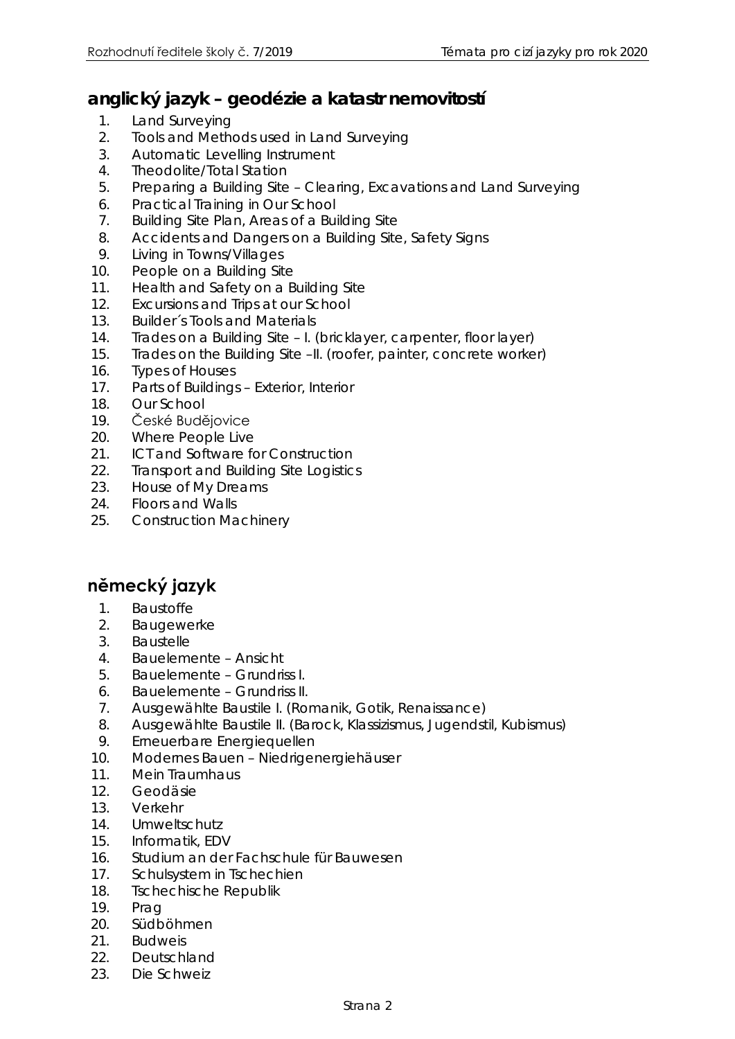## anglický jazyk – geodézie a katastr nemovitostí

1. Land Surveying
2. Tools and Methods used in Land Surveying
3. Automatic Levelling Instrument
4. Theodolite/Total Station
5. Preparing a Building Site – Clearing, Excavations and Land Surveying
6. Practical Training in Our School
7. Building Site Plan, Areas of a Building Site
8. Accidents and Dangers on a Building Site, Safety Signs
9. Living in Towns/Villages
10. People on a Building Site
11. Health and Safety on a Building Site
12. Excursions and Trips at our School
13. Builder´s Tools and Materials
14. Trades on a Building Site – I. (bricklayer, carpenter, floor layer)
15. Trades on the Building Site –II. (roofer, painter, concrete worker)
16. Types of Houses
17. Parts of Buildings – Exterior, Interior
18. Our School
19. České Budějovice
20. Where People Live
21. ICT and Software for Construction
22. Transport and Building Site Logistics
23. House of My Dreams
24. Floors and Walls
25. Construction Machinery

## německý jazyk

1. Baustoffe
2. Baugewerke
3. Baustelle
4. Bauelemente – Ansicht
5. Bauelemente – Grundriss I.
6. Bauelemente – Grundriss II.
7. Ausgewählte Baustile I. (Romanik, Gotik, Renaissance)
8. Ausgewählte Baustile II. (Barock, Klassizismus, Jugendstil, Kubismus)
9. Erneuerbare Energiequellen
10. Modernes Bauen – Niedrigenergiehäuser
11. Mein Traumhaus
12. Geodäsie
13. Verkehr
14. Umweltschutz
15. Informatik, EDV
16. Studium an der Fachschule für Bauwesen
17. Schulsystem in Tschechien
18. Tschechische Republik
19. Prag
20. Südböhmen
21. Budweis
22. Deutschland
23. Die Schweiz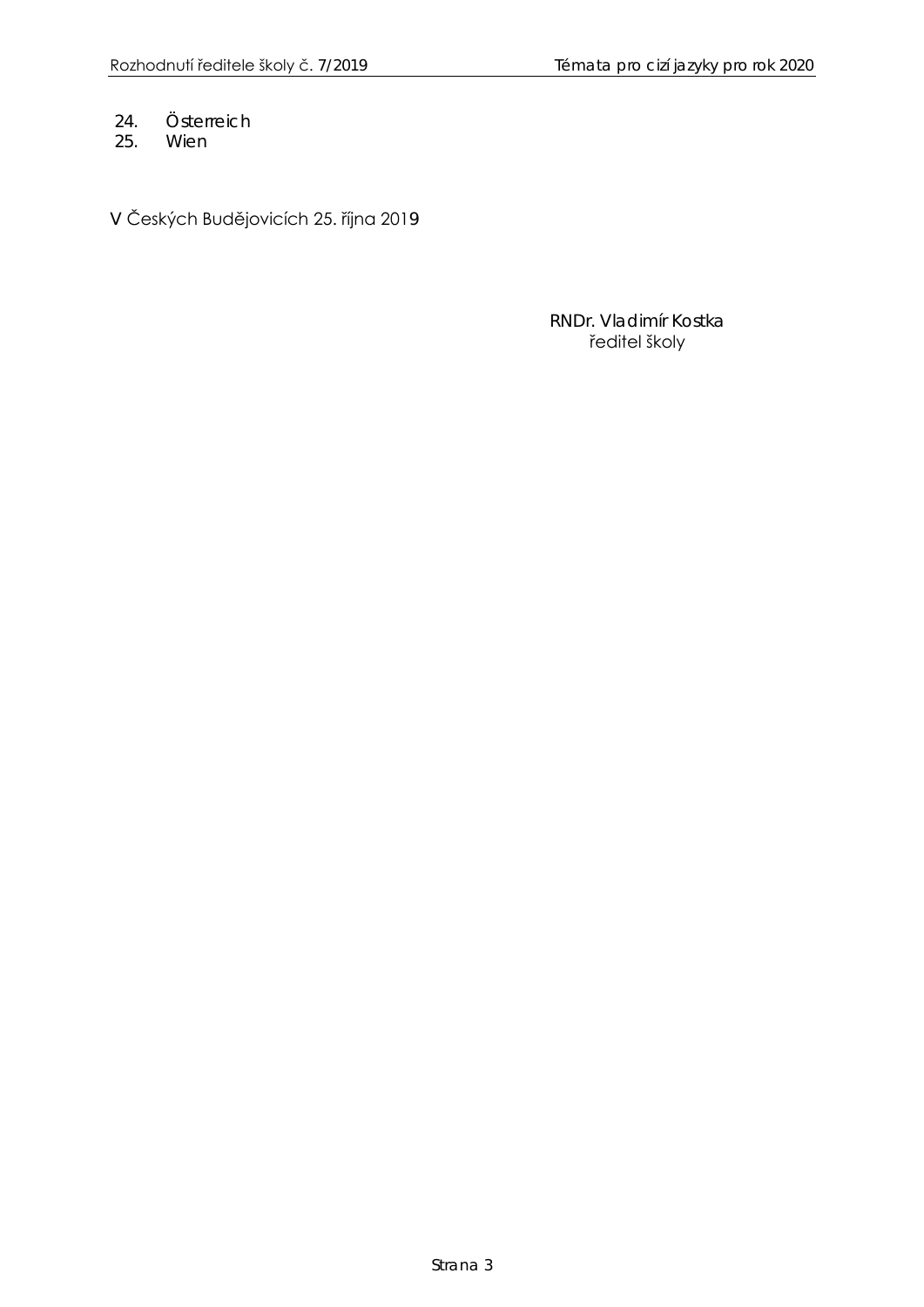24. Österreich
25. Wien

V Českých Budějovicích 25. října 2019

RNDr. Vladimír Kostka
ředitel školy